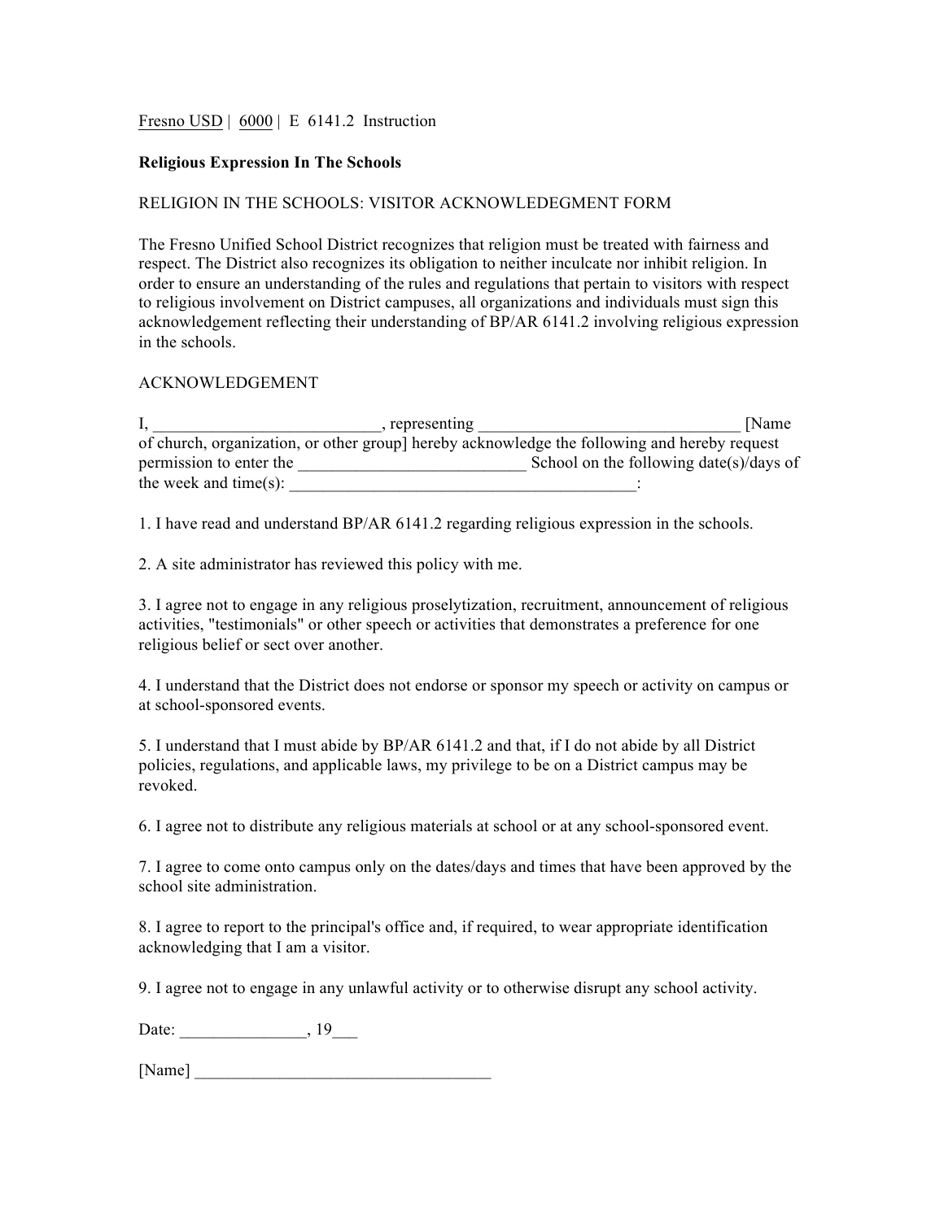Fresno USD | 6000 | E 6141.2 Instruction

**Religious Expression In The Schools**

RELIGION IN THE SCHOOLS: VISITOR ACKNOWLEDGEMENT FORM

The Fresno Unified School District recognizes that religion must be treated with fairness and respect. The District also recognizes its obligation to neither inculcate nor inhibit religion. In order to ensure an understanding of the rules and regulations that pertain to visitors with respect to religious involvement on District campuses, all organizations and individuals must sign this acknowledgement reflecting their understanding of BP/AR 6141.2 involving religious expression in the schools.

ACKNOWLEDGEMENT

I, ___________________________, representing _______________________________ [Name of church, organization, or other group] hereby acknowledge the following and hereby request permission to enter the ___________________________ School on the following date(s)/days of the week and time(s): __________________________________________:

1. I have read and understand BP/AR 6141.2 regarding religious expression in the schools.

2. A site administrator has reviewed this policy with me.

3. I agree not to engage in any religious proselytization, recruitment, announcement of religious activities, "testimonials" or other speech or activities that demonstrates a preference for one religious belief or sect over another.

4. I understand that the District does not endorse or sponsor my speech or activity on campus or at school-sponsored events.

5. I understand that I must abide by BP/AR 6141.2 and that, if I do not abide by all District policies, regulations, and applicable laws, my privilege to be on a District campus may be revoked.

6. I agree not to distribute any religious materials at school or at any school-sponsored event.

7. I agree to come onto campus only on the dates/days and times that have been approved by the school site administration.

8. I agree to report to the principal's office and, if required, to wear appropriate identification acknowledging that I am a visitor.

9. I agree not to engage in any unlawful activity or to otherwise disrupt any school activity.

Date: _______________, 19___

[Name] ___________________________________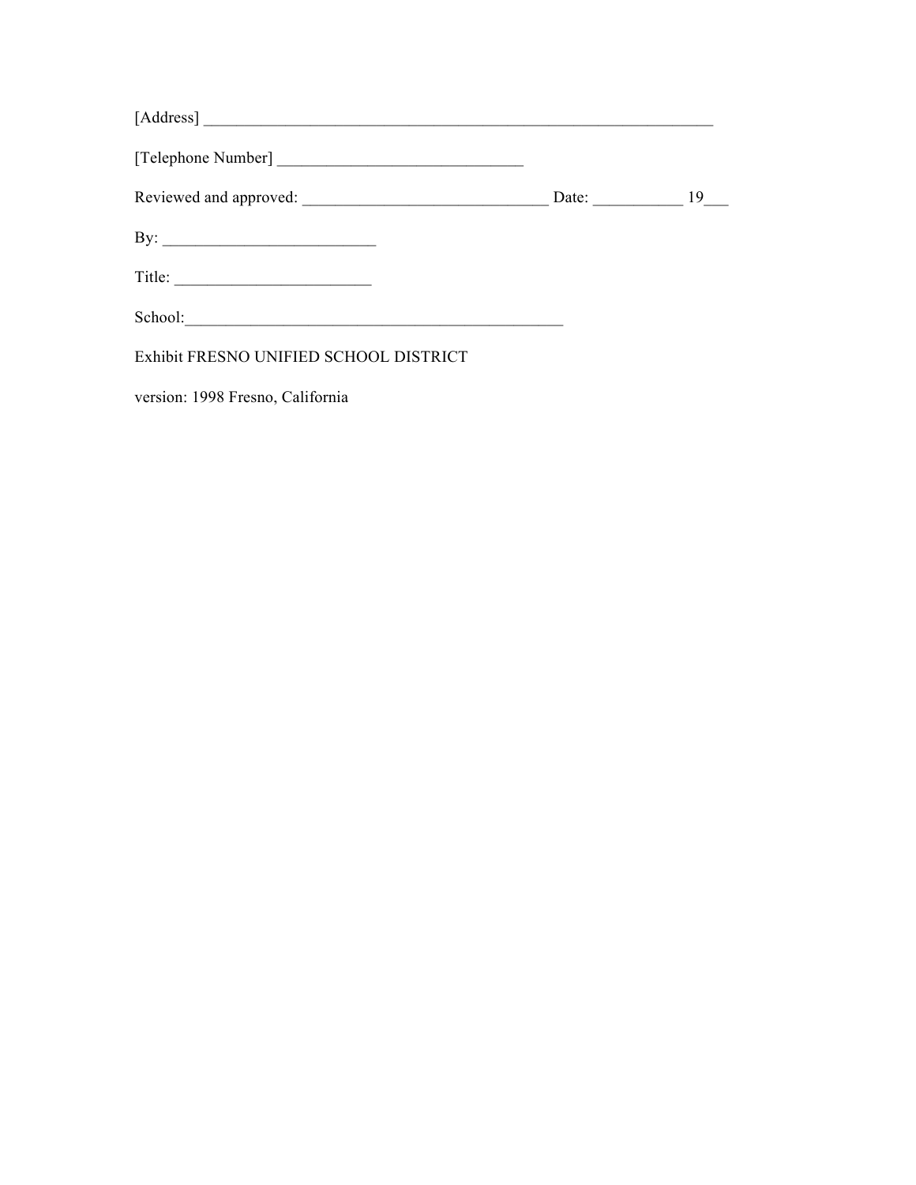[Address] _________________________________________________________________

[Telephone Number] _______________________________

Reviewed and approved: _______________________________ Date: ___________ 19___

By: __________________________

Title: ________________________

School:_______________________________________________

Exhibit FRESNO UNIFIED SCHOOL DISTRICT

version: 1998 Fresno, California